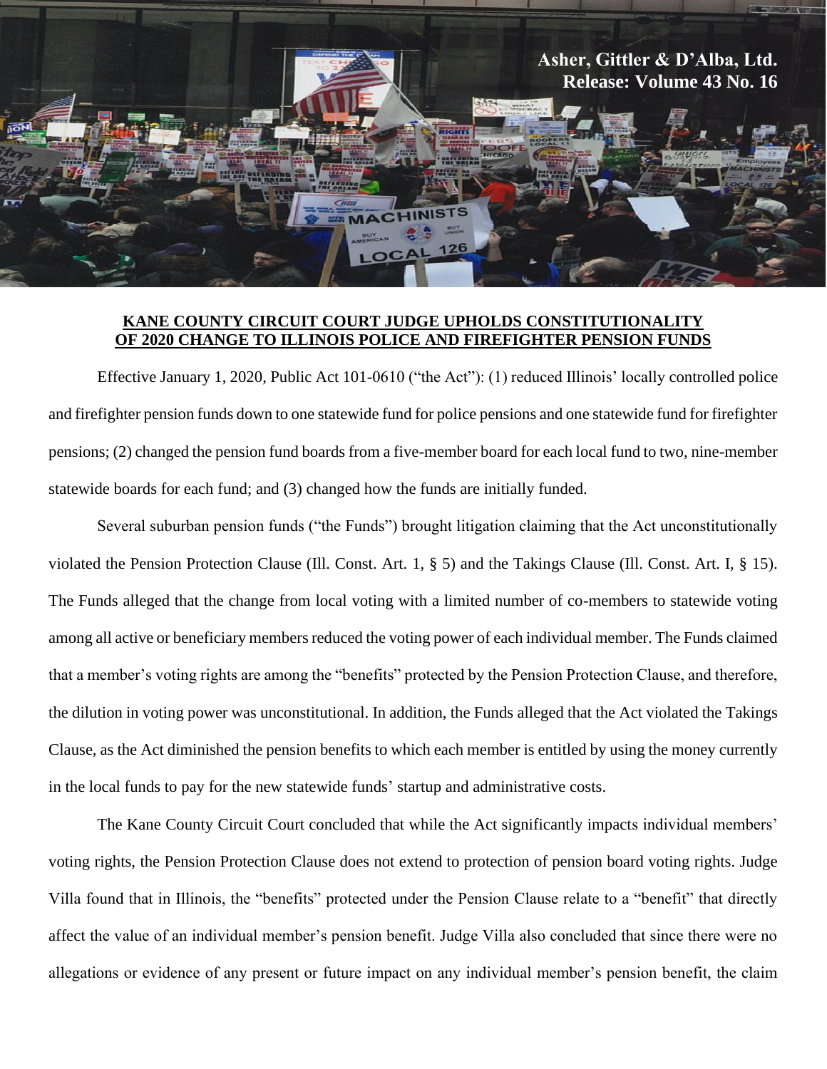Asher, Gittler & D'Alba, Ltd.
Release: Volume 43 No. 16

**KANE COUNTY CIRCUIT COURT JUDGE UPHOLDS CONSTITUTIONALITY OF 2020 CHANGE TO ILLINOIS POLICE AND FIREFIGHTER PENSION FUNDS**

Effective January 1, 2020, Public Act 101-0610 ("the Act"): (1) reduced Illinois' locally controlled police and firefighter pension funds down to one statewide fund for police pensions and one statewide fund for firefighter pensions; (2) changed the pension fund boards from a five-member board for each local fund to two, nine-member statewide boards for each fund; and (3) changed how the funds are initially funded.

Several suburban pension funds ("the Funds") brought litigation claiming that the Act unconstitutionally violated the Pension Protection Clause (Ill. Const. Art. 1, § 5) and the Takings Clause (Ill. Const. Art. I, § 15). The Funds alleged that the change from local voting with a limited number of co-members to statewide voting among all active or beneficiary members reduced the voting power of each individual member. The Funds claimed that a member's voting rights are among the "benefits" protected by the Pension Protection Clause, and therefore, the dilution in voting power was unconstitutional. In addition, the Funds alleged that the Act violated the Takings Clause, as the Act diminished the pension benefits to which each member is entitled by using the money currently in the local funds to pay for the new statewide funds' startup and administrative costs.

The Kane County Circuit Court concluded that while the Act significantly impacts individual members' voting rights, the Pension Protection Clause does not extend to protection of pension board voting rights. Judge Villa found that in Illinois, the "benefits" protected under the Pension Clause relate to a "benefit" that directly affect the value of an individual member's pension benefit. Judge Villa also concluded that since there were no allegations or evidence of any present or future impact on any individual member's pension benefit, the claim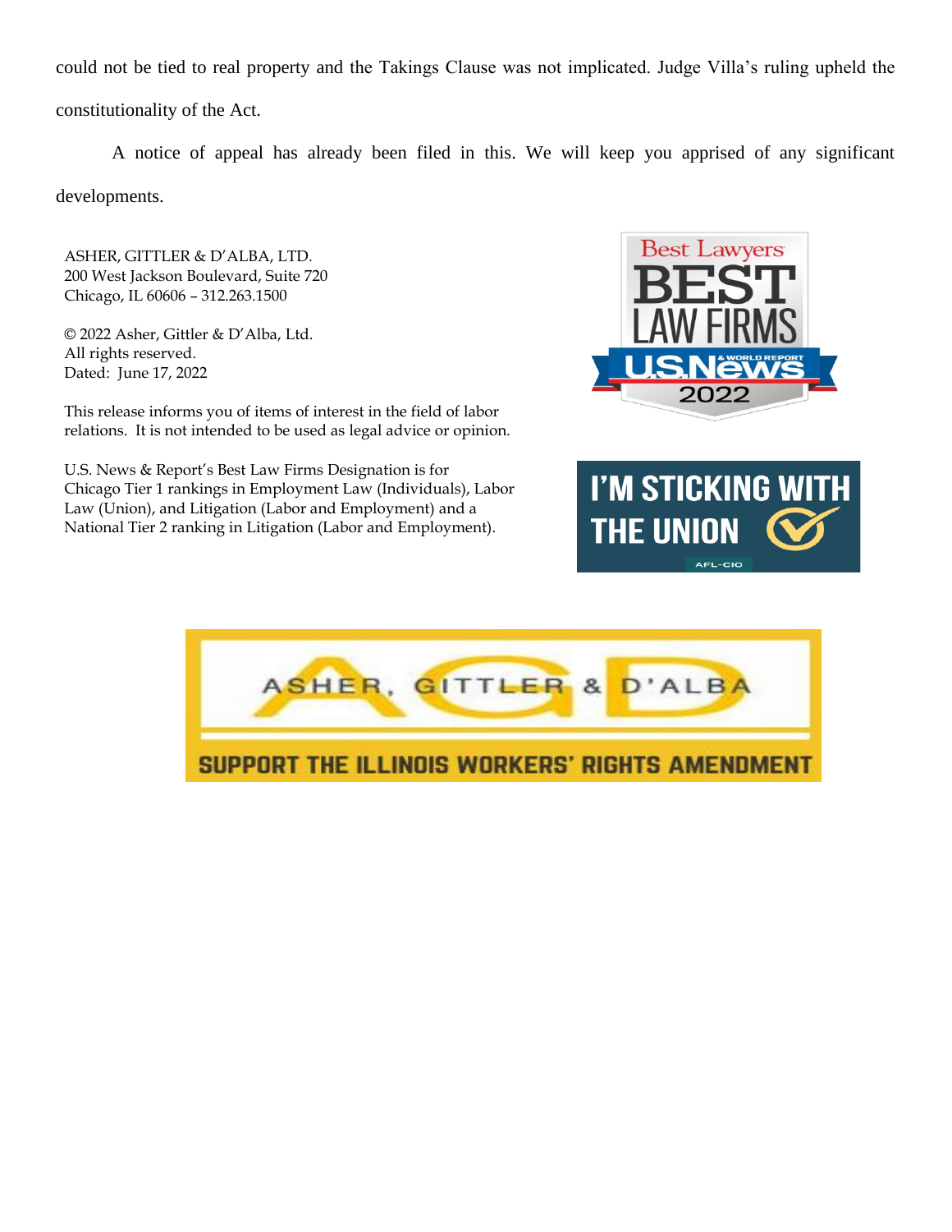could not be tied to real property and the Takings Clause was not implicated. Judge Villa's ruling upheld the constitutionality of the Act.

A notice of appeal has already been filed in this. We will keep you apprised of any significant developments.

ASHER, GITTLER & D'ALBA, LTD.
200 West Jackson Boulevard, Suite 720
Chicago, IL 60606 – 312.263.1500

© 2022 Asher, Gittler & D'Alba, Ltd.
All rights reserved.
Dated: June 17, 2022

This release informs you of items of interest in the field of labor relations. It is not intended to be used as legal advice or opinion.

U.S. News & Report's Best Law Firms Designation is for Chicago Tier 1 rankings in Employment Law (Individuals), Labor Law (Union), and Litigation (Labor and Employment) and a National Tier 2 ranking in Litigation (Labor and Employment).

Best Lawyers
BEST LAW FIRMS
U.S.News & WORLD REPORT
2022

I'M STICKING WITH THE UNION
AFL-CIO

ASHER, GITTLER & D'ALBA
SUPPORT THE ILLINOIS WORKERS' RIGHTS AMENDMENT